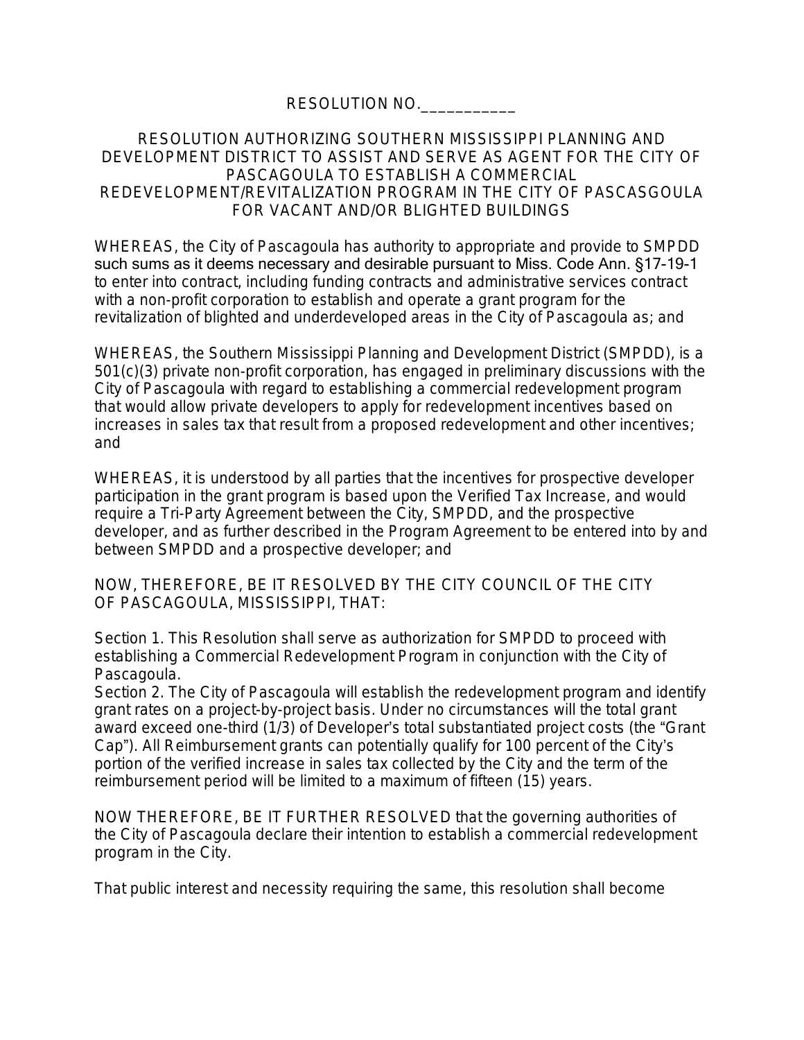RESOLUTION NO.___________

RESOLUTION AUTHORIZING SOUTHERN MISSISSIPPI PLANNING AND DEVELOPMENT DISTRICT TO ASSIST AND SERVE AS AGENT FOR THE CITY OF PASCAGOULA TO ESTABLISH A COMMERCIAL REDEVELOPMENT/REVITALIZATION PROGRAM IN THE CITY OF PASCASGOULA FOR VACANT AND/OR BLIGHTED BUILDINGS

WHEREAS, the City of Pascagoula has authority to appropriate and provide to SMPDD such sums as it deems necessary and desirable pursuant to Miss. Code Ann. §17-19-1 to enter into contract, including funding contracts and administrative services contract with a non-profit corporation to establish and operate a grant program for the revitalization of blighted and underdeveloped areas in the City of Pascagoula as; and

WHEREAS, the Southern Mississippi Planning and Development District (SMPDD), is a 501(c)(3) private non-profit corporation, has engaged in preliminary discussions with the City of Pascagoula with regard to establishing a commercial redevelopment program that would allow private developers to apply for redevelopment incentives based on increases in sales tax that result from a proposed redevelopment and other incentives; and

WHEREAS, it is understood by all parties that the incentives for prospective developer participation in the grant program is based upon the Verified Tax Increase, and would require a Tri-Party Agreement between the City, SMPDD, and the prospective developer, and as further described in the Program Agreement to be entered into by and between SMPDD and a prospective developer; and

NOW, THEREFORE, BE IT RESOLVED BY THE CITY COUNCIL OF THE CITY OF PASCAGOULA, MISSISSIPPI, THAT:

Section 1. This Resolution shall serve as authorization for SMPDD to proceed with establishing a Commercial Redevelopment Program in conjunction with the City of Pascagoula.

Section 2. The City of Pascagoula will establish the redevelopment program and identify grant rates on a project-by-project basis. Under no circumstances will the total grant award exceed one-third (1/3) of Developer's total substantiated project costs (the "Grant Cap"). All Reimbursement grants can potentially qualify for 100 percent of the City's portion of the verified increase in sales tax collected by the City and the term of the reimbursement period will be limited to a maximum of fifteen (15) years.

NOW THEREFORE, BE IT FURTHER RESOLVED that the governing authorities of the City of Pascagoula declare their intention to establish a commercial redevelopment program in the City.

That public interest and necessity requiring the same, this resolution shall become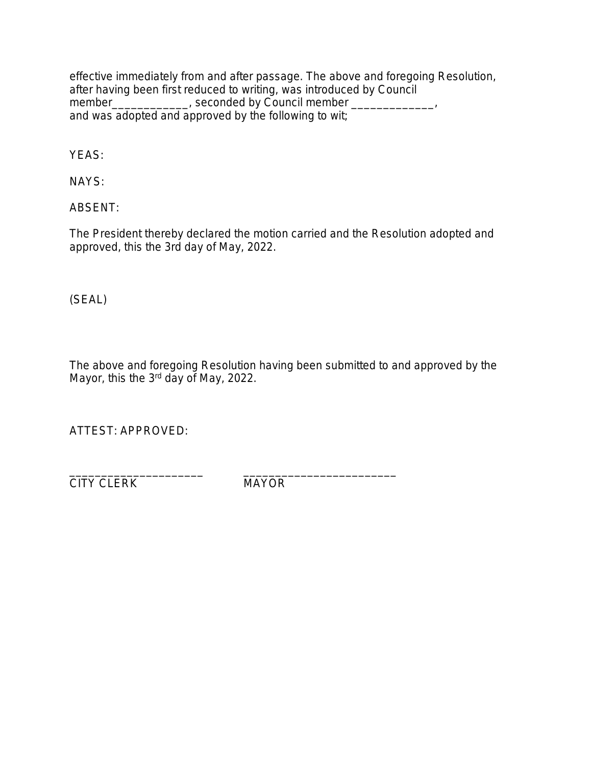effective immediately from and after passage. The above and foregoing Resolution, after having been first reduced to writing, was introduced by Council member____________, seconded by Council member _____________, and was adopted and approved by the following to wit;

YEAS:

NAYS:

ABSENT:

The President thereby declared the motion carried and the Resolution adopted and approved, this the 3rd day of May, 2022.

(SEAL)

The above and foregoing Resolution having been submitted to and approved by the Mayor, this the 3rd day of May, 2022.

ATTEST: APPROVED:

_____________________ _________________________
CITY CLERK MAYOR